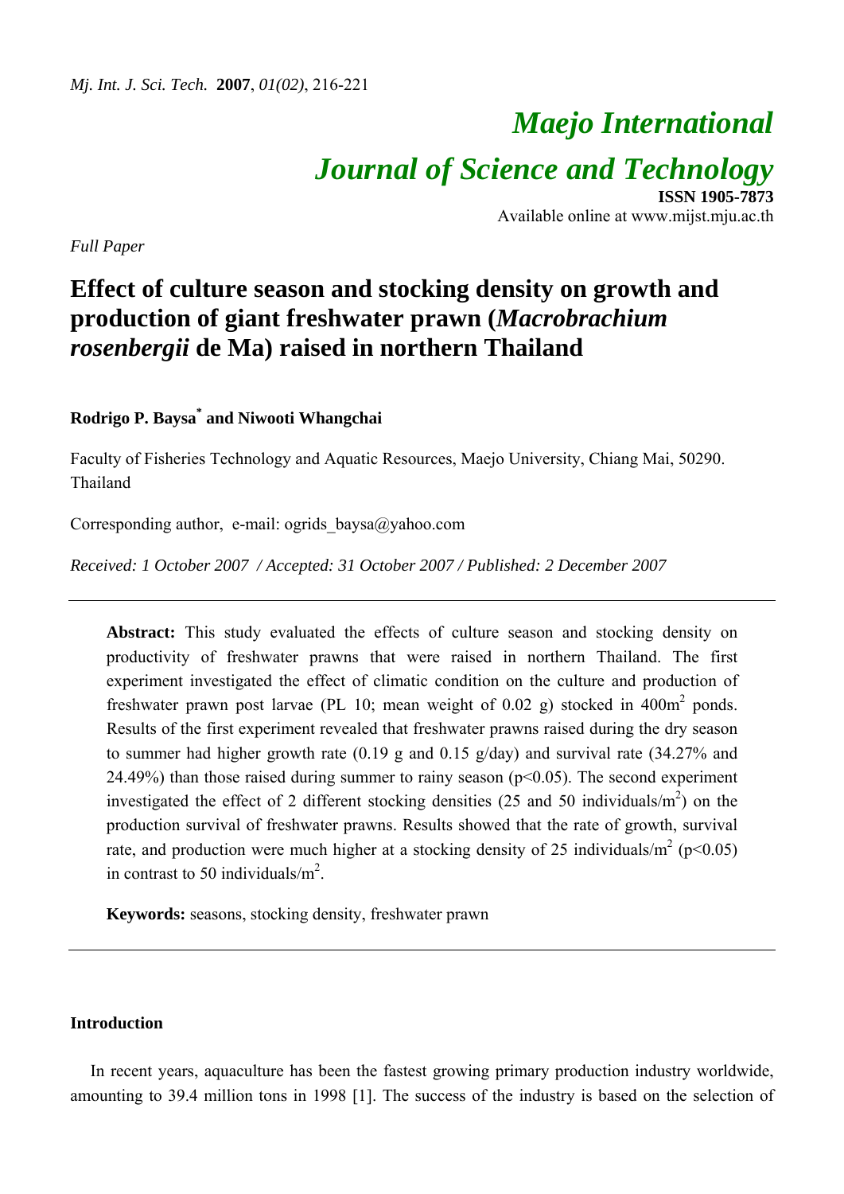*Full Paper*

# Effect of culture season and stocking density on growth and production of giant freshwater prawn (*Macrobrachium rosenbergii* de Ma) raised in northern Thailand

**Rodrigo P. Baysa*** **and Niwooti Whangchai**

Faculty of Fisheries Technology and Aquatic Resources, Maejo University, Chiang Mai, 50290. Thailand

Corresponding author, e-mail: ogrids_baysa@yahoo.com

*Received: 1 October 2007 / Accepted: 31 October 2007 / Published: 2 December 2007*

---

**Abstract:** This study evaluated the effects of culture season and stocking density on productivity of freshwater prawns that were raised in northern Thailand. The first experiment investigated the effect of climatic condition on the culture and production of freshwater prawn post larvae (PL 10; mean weight of 0.02 g) stocked in $400m^2$ ponds. Results of the first experiment revealed that freshwater prawns raised during the dry season to summer had higher growth rate (0.19 g and 0.15 g/day) and survival rate (34.27% and 24.49%) than those raised during summer to rainy season ($p<0.05$). The second experiment investigated the effect of 2 different stocking densities (25 and 50 individuals/$m^2$) on the production survival of freshwater prawns. Results showed that the rate of growth, survival rate, and production were much higher at a stocking density of 25 individuals/$m^2$ ($p<0.05$) in contrast to 50 individuals/$m^2$.

**Keywords:** seasons, stocking density, freshwater prawn

---

## Introduction

In recent years, aquaculture has been the fastest growing primary production industry worldwide, amounting to 39.4 million tons in 1998 [1]. The success of the industry is based on the selection of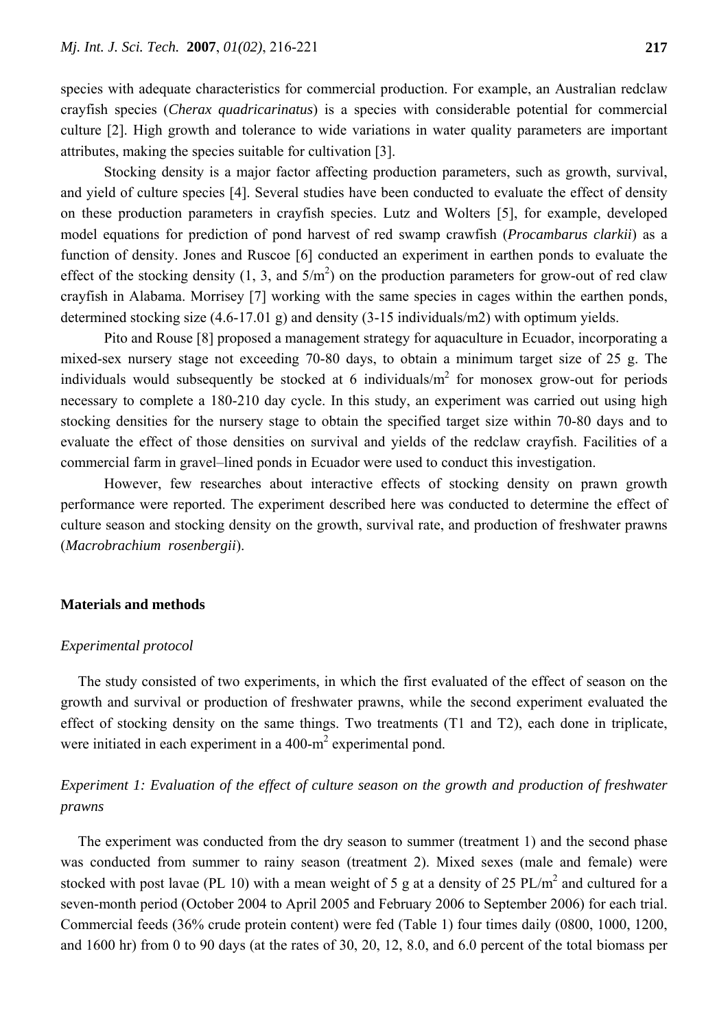species with adequate characteristics for commercial production. For example, an Australian redclaw crayfish species (*Cherax quadricarinatus*) is a species with considerable potential for commercial culture [2]. High growth and tolerance to wide variations in water quality parameters are important attributes, making the species suitable for cultivation [3].

Stocking density is a major factor affecting production parameters, such as growth, survival, and yield of culture species [4]. Several studies have been conducted to evaluate the effect of density on these production parameters in crayfish species. Lutz and Wolters [5], for example, developed model equations for prediction of pond harvest of red swamp crawfish (*Procambarus clarkii*) as a function of density. Jones and Ruscoe [6] conducted an experiment in earthen ponds to evaluate the effect of the stocking density (1, 3, and 5/m$^2$) on the production parameters for grow-out of red claw crayfish in Alabama. Morrisey [7] working with the same species in cages within the earthen ponds, determined stocking size (4.6-17.01 g) and density (3-15 individuals/m2) with optimum yields.

Pito and Rouse [8] proposed a management strategy for aquaculture in Ecuador, incorporating a mixed-sex nursery stage not exceeding 70-80 days, to obtain a minimum target size of 25 g. The individuals would subsequently be stocked at 6 individuals/m$^2$ for monosex grow-out for periods necessary to complete a 180-210 day cycle. In this study, an experiment was carried out using high stocking densities for the nursery stage to obtain the specified target size within 70-80 days and to evaluate the effect of those densities on survival and yields of the redclaw crayfish. Facilities of a commercial farm in gravel–lined ponds in Ecuador were used to conduct this investigation.

However, few researches about interactive effects of stocking density on prawn growth performance were reported. The experiment described here was conducted to determine the effect of culture season and stocking density on the growth, survival rate, and production of freshwater prawns (*Macrobrachium rosenbergii*).

## Materials and methods

### *Experimental protocol*

The study consisted of two experiments, in which the first evaluated of the effect of season on the growth and survival or production of freshwater prawns, while the second experiment evaluated the effect of stocking density on the same things. Two treatments (T1 and T2), each done in triplicate, were initiated in each experiment in a 400-m$^2$ experimental pond.

### *Experiment 1: Evaluation of the effect of culture season on the growth and production of freshwater prawns*

The experiment was conducted from the dry season to summer (treatment 1) and the second phase was conducted from summer to rainy season (treatment 2). Mixed sexes (male and female) were stocked with post lavae (PL 10) with a mean weight of 5 g at a density of 25 PL/m$^2$ and cultured for a seven-month period (October 2004 to April 2005 and February 2006 to September 2006) for each trial. Commercial feeds (36% crude protein content) were fed (Table 1) four times daily (0800, 1000, 1200, and 1600 hr) from 0 to 90 days (at the rates of 30, 20, 12, 8.0, and 6.0 percent of the total biomass per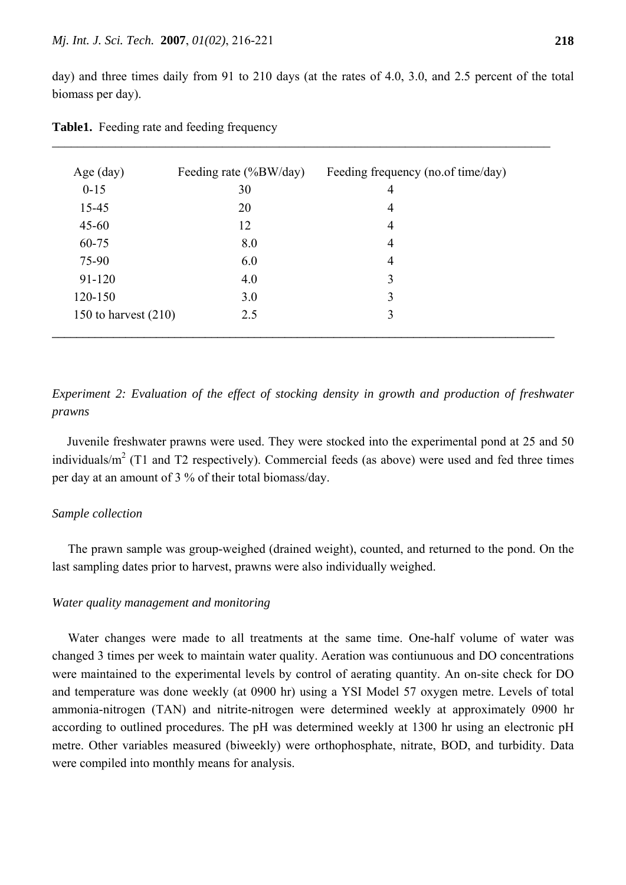day) and three times daily from 91 to 210 days (at the rates of 4.0, 3.0, and 2.5 percent of the total biomass per day).

**Table1.** Feeding rate and feeding frequency

| Age (day) | Feeding rate (%BW/day) | Feeding frequency (no.of time/day) |
|---|---|---|
| 0-15 | 30 | 4 |
| 15-45 | 20 | 4 |
| 45-60 | 12 | 4 |
| 60-75 | 8.0 | 4 |
| 75-90 | 6.0 | 4 |
| 91-120 | 4.0 | 3 |
| 120-150 | 3.0 | 3 |
| 150 to harvest (210) | 2.5 | 3 |

*Experiment 2: Evaluation of the effect of stocking density in growth and production of freshwater prawns*

Juvenile freshwater prawns were used. They were stocked into the experimental pond at 25 and 50 individuals/$m^2$ (T1 and T2 respectively). Commercial feeds (as above) were used and fed three times per day at an amount of 3 % of their total biomass/day.

*Sample collection*

The prawn sample was group-weighed (drained weight), counted, and returned to the pond. On the last sampling dates prior to harvest, prawns were also individually weighed.

*Water quality management and monitoring*

Water changes were made to all treatments at the same time. One-half volume of water was changed 3 times per week to maintain water quality. Aeration was contiunuous and DO concentrations were maintained to the experimental levels by control of aerating quantity. An on-site check for DO and temperature was done weekly (at 0900 hr) using a YSI Model 57 oxygen metre. Levels of total ammonia-nitrogen (TAN) and nitrite-nitrogen were determined weekly at approximately 0900 hr according to outlined procedures. The pH was determined weekly at 1300 hr using an electronic pH metre. Other variables measured (biweekly) were orthophosphate, nitrate, BOD, and turbidity. Data were compiled into monthly means for analysis.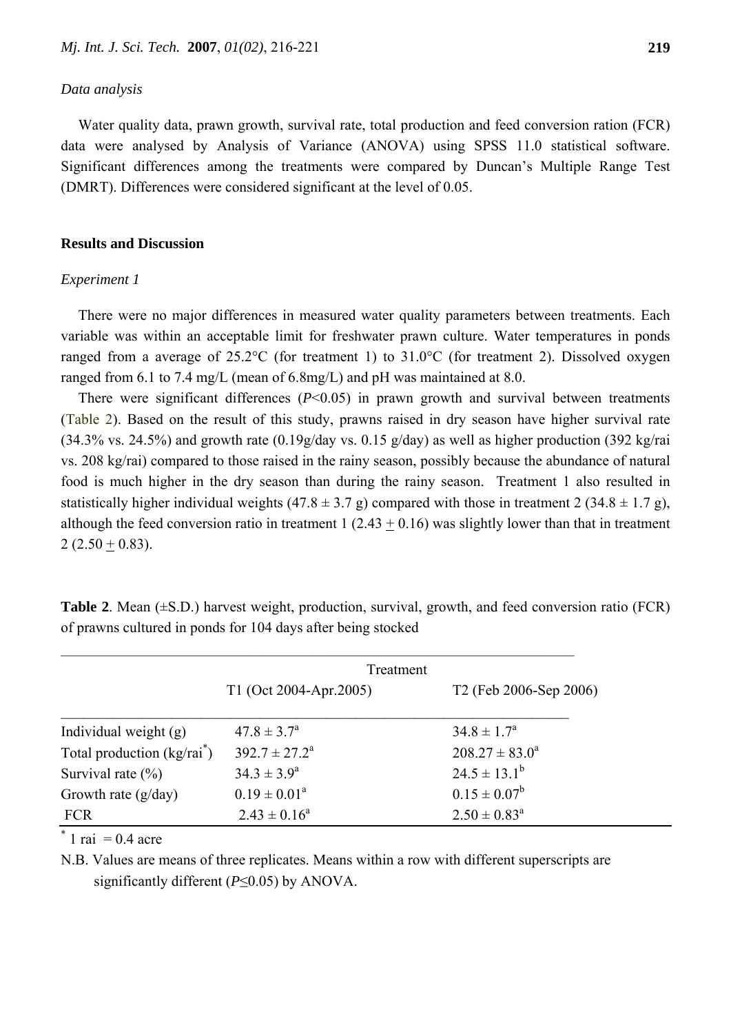*Data analysis*

Water quality data, prawn growth, survival rate, total production and feed conversion ration (FCR) data were analysed by Analysis of Variance (ANOVA) using SPSS 11.0 statistical software. Significant differences among the treatments were compared by Duncan's Multiple Range Test (DMRT). Differences were considered significant at the level of 0.05.

## Results and Discussion

*Experiment 1*

There were no major differences in measured water quality parameters between treatments. Each variable was within an acceptable limit for freshwater prawn culture. Water temperatures in ponds ranged from a average of 25.2°C (for treatment 1) to 31.0°C (for treatment 2). Dissolved oxygen ranged from 6.1 to 7.4 mg/L (mean of 6.8mg/L) and pH was maintained at 8.0.

There were significant differences ($P$<0.05) in prawn growth and survival between treatments (Table 2). Based on the result of this study, prawns raised in dry season have higher survival rate (34.3% vs. 24.5%) and growth rate (0.19g/day vs. 0.15 g/day) as well as higher production (392 kg/rai vs. 208 kg/rai) compared to those raised in the rainy season, possibly because the abundance of natural food is much higher in the dry season than during the rainy season. Treatment 1 also resulted in statistically higher individual weights (47.8 ± 3.7 g) compared with those in treatment 2 (34.8 ± 1.7 g), although the feed conversion ratio in treatment 1 (2.43 ± 0.16) was slightly lower than that in treatment 2 (2.50 ± 0.83).

**Table 2**. Mean (±S.D.) harvest weight, production, survival, growth, and feed conversion ratio (FCR) of prawns cultured in ponds for 104 days after being stocked

| | Treatment | |
|---|---|---|
| | T1 (Oct 2004-Apr.2005) | T2 (Feb 2006-Sep 2006) |
| Individual weight (g) | $47.8 \pm 3.7^{a}$ | $34.8 \pm 1.7^{a}$ |
| Total production (kg/rai*) | $392.7 \pm 27.2^{a}$ | $208.27 \pm 83.0^{a}$ |
| Survival rate (%) | $34.3 \pm 3.9^{a}$ | $24.5 \pm 13.1^{b}$ |
| Growth rate (g/day) | $0.19 \pm 0.01^{a}$ | $0.15 \pm 0.07^{b}$ |
| FCR | $2.43 \pm 0.16^{a}$ | $2.50 \pm 0.83^{a}$ |

\* 1 rai = 0.4 acre

N.B. Values are means of three replicates. Means within a row with different superscripts are significantly different ($P$≤0.05) by ANOVA.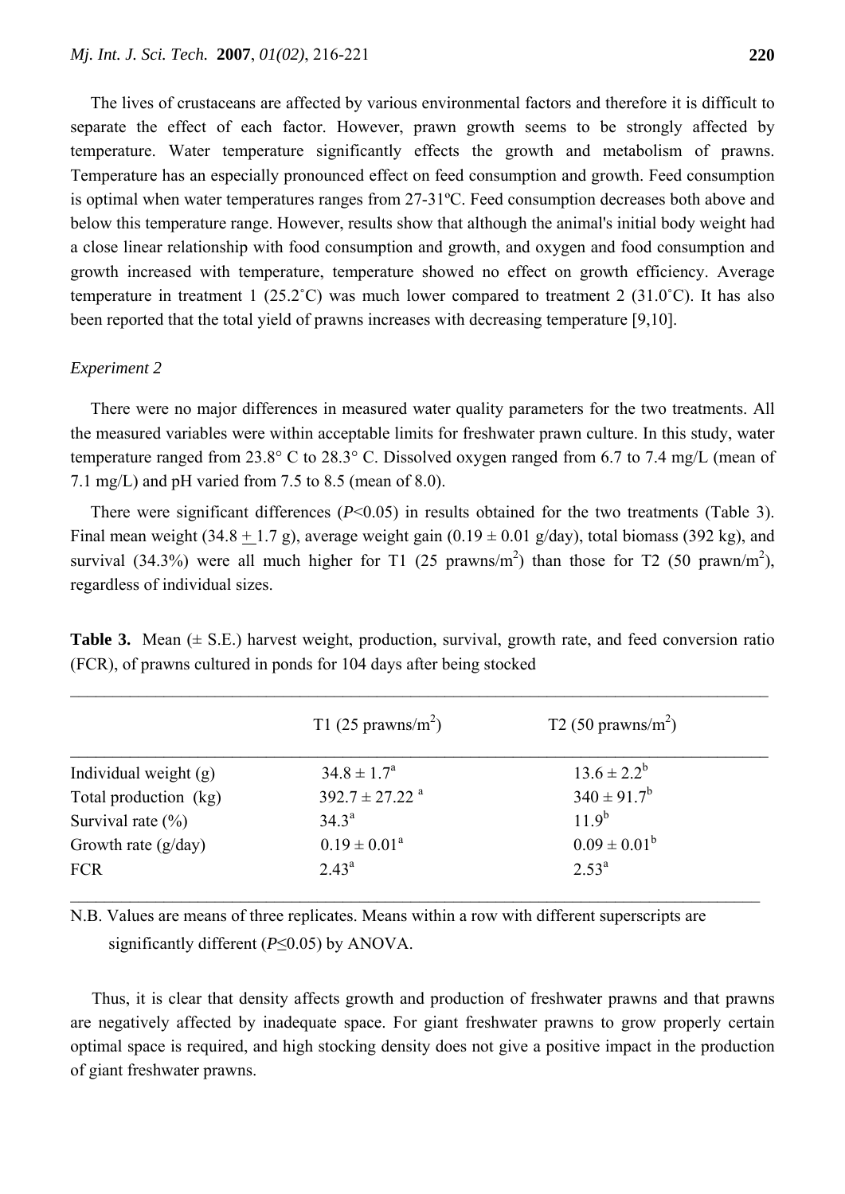The lives of crustaceans are affected by various environmental factors and therefore it is difficult to separate the effect of each factor. However, prawn growth seems to be strongly affected by temperature. Water temperature significantly effects the growth and metabolism of prawns. Temperature has an especially pronounced effect on feed consumption and growth. Feed consumption is optimal when water temperatures ranges from 27-31ºC. Feed consumption decreases both above and below this temperature range. However, results show that although the animal's initial body weight had a close linear relationship with food consumption and growth, and oxygen and food consumption and growth increased with temperature, temperature showed no effect on growth efficiency. Average temperature in treatment 1 (25.2˚C) was much lower compared to treatment 2 (31.0˚C). It has also been reported that the total yield of prawns increases with decreasing temperature [9,10].

*Experiment 2*

There were no major differences in measured water quality parameters for the two treatments. All the measured variables were within acceptable limits for freshwater prawn culture. In this study, water temperature ranged from 23.8° C to 28.3° C. Dissolved oxygen ranged from 6.7 to 7.4 mg/L (mean of 7.1 mg/L) and pH varied from 7.5 to 8.5 (mean of 8.0).

There were significant differences ($P<0.05$) in results obtained for the two treatments (Table 3). Final mean weight (34.8 ± 1.7 g), average weight gain (0.19 ± 0.01 g/day), total biomass (392 kg), and survival (34.3%) were all much higher for T1 (25 prawns/$m^2$) than those for T2 (50 prawn/$m^2$), regardless of individual sizes.

**Table 3.** Mean (± S.E.) harvest weight, production, survival, growth rate, and feed conversion ratio (FCR), of prawns cultured in ponds for 104 days after being stocked

| | T1 (25 prawns/$m^2$) | T2 (50 prawns/$m^2$) |
|---|---|---|
| Individual weight (g) | $34.8 \pm 1.7^a$ | $13.6 \pm 2.2^b$ |
| Total production (kg) | $392.7 \pm 27.22^a$ | $340 \pm 91.7^b$ |
| Survival rate (%) | $34.3^a$ | $11.9^b$ |
| Growth rate (g/day) | $0.19 \pm 0.01^a$ | $0.09 \pm 0.01^b$ |
| FCR | $2.43^a$ | $2.53^a$ |

N.B. Values are means of three replicates. Means within a row with different superscripts are significantly different ($P \leq 0.05$) by ANOVA.

Thus, it is clear that density affects growth and production of freshwater prawns and that prawns are negatively affected by inadequate space. For giant freshwater prawns to grow properly certain optimal space is required, and high stocking density does not give a positive impact in the production of giant freshwater prawns.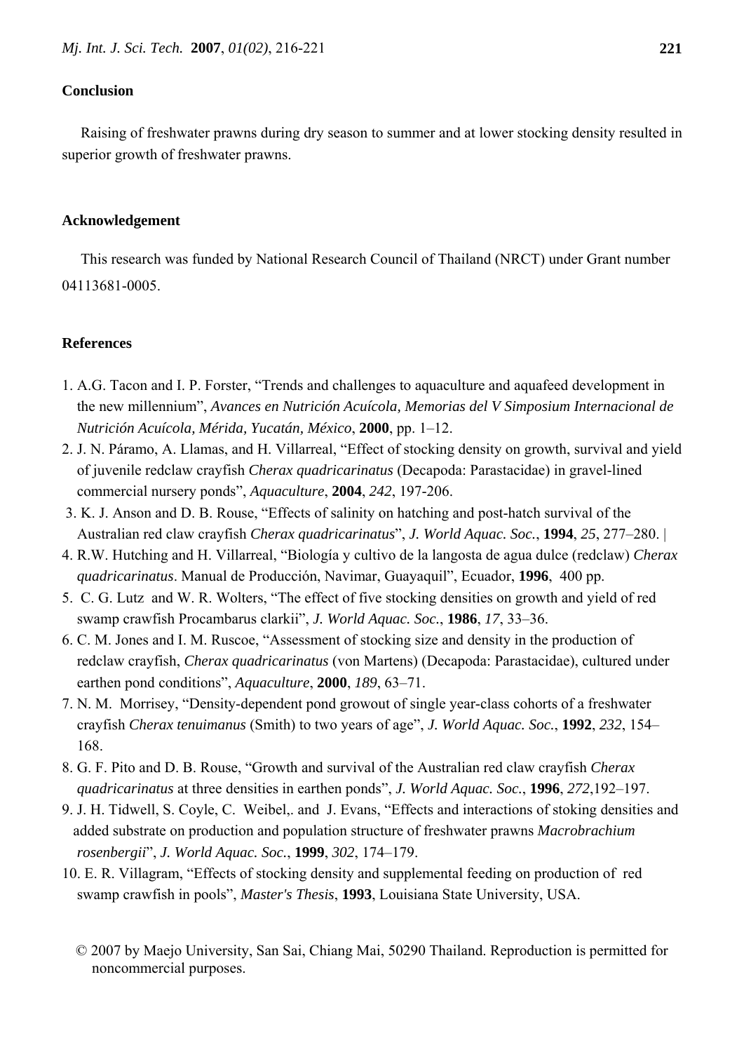## Conclusion

Raising of freshwater prawns during dry season to summer and at lower stocking density resulted in superior growth of freshwater prawns.

## Acknowledgement

This research was funded by National Research Council of Thailand (NRCT) under Grant number 04113681-0005.

## References

1. A.G. Tacon and I. P. Forster, "Trends and challenges to aquaculture and aquafeed development in the new millennium", *Avances en Nutrición Acuícola, Memorias del V Simposium Internacional de Nutrición Acuícola, Mérida, Yucatán, México*, **2000**, pp. 1–12.
2. J. N. Páramo, A. Llamas, and H. Villarreal, "Effect of stocking density on growth, survival and yield of juvenile redclaw crayfish *Cherax quadricarinatus* (Decapoda: Parastacidae) in gravel-lined commercial nursery ponds", *Aquaculture*, **2004**, *242*, 197-206.
3. K. J. Anson and D. B. Rouse, "Effects of salinity on hatching and post-hatch survival of the Australian red claw crayfish *Cherax quadricarinatus*", *J. World Aquac. Soc.*, **1994**, *25*, 277–280. |
4. R.W. Hutching and H. Villarreal, "Biología y cultivo de la langosta de agua dulce (redclaw) *Cherax quadricarinatus*. Manual de Producción, Navimar, Guayaquil", Ecuador, **1996**, 400 pp.
5. C. G. Lutz and W. R. Wolters, "The effect of five stocking densities on growth and yield of red swamp crawfish Procambarus clarkii", *J. World Aquac. Soc.*, **1986**, *17*, 33–36.
6. C. M. Jones and I. M. Ruscoe, "Assessment of stocking size and density in the production of redclaw crayfish, *Cherax quadricarinatus* (von Martens) (Decapoda: Parastacidae), cultured under earthen pond conditions", *Aquaculture*, **2000**, *189*, 63–71.
7. N. M. Morrisey, "Density-dependent pond growout of single year-class cohorts of a freshwater crayfish *Cherax tenuimanus* (Smith) to two years of age", *J. World Aquac. Soc.*, **1992**, *232*, 154–168.
8. G. F. Pito and D. B. Rouse, "Growth and survival of the Australian red claw crayfish *Cherax quadricarinatus* at three densities in earthen ponds", *J. World Aquac. Soc.*, **1996**, *272*,192–197.
9. J. H. Tidwell, S. Coyle, C. Weibel,. and J. Evans, "Effects and interactions of stoking densities and added substrate on production and population structure of freshwater prawns *Macrobrachium rosenbergii*", *J. World Aquac. Soc.*, **1999**, *302*, 174–179.
10. E. R. Villagram, "Effects of stocking density and supplemental feeding on production of red swamp crawfish in pools", *Master's Thesis*, **1993**, Louisiana State University, USA.

© 2007 by Maejo University, San Sai, Chiang Mai, 50290 Thailand. Reproduction is permitted for noncommercial purposes.